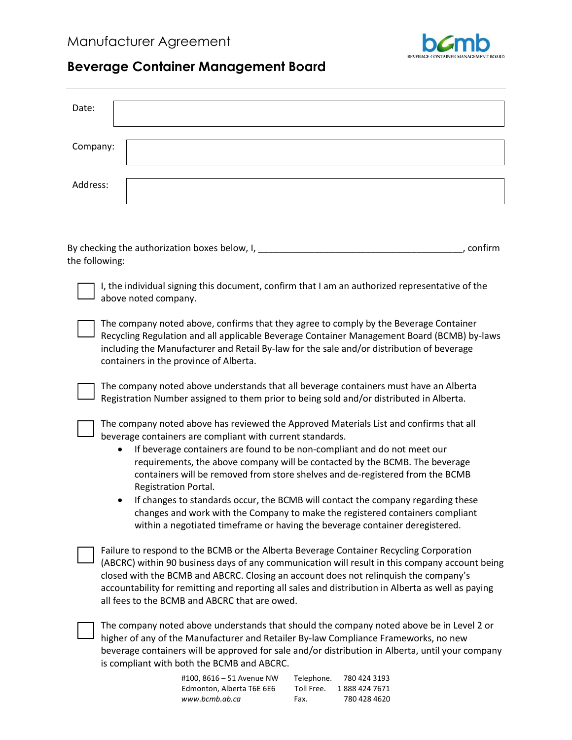Manufacturer Agreement

# Beverage Container Management Board

Date:

Company:

Address:

By checking the authorization boxes below, I, ________________________________________, confirm the following:

- ☐ I, the individual signing this document, confirm that I am an authorized representative of the above noted company.

- ☐ The company noted above, confirms that they agree to comply by the Beverage Container Recycling Regulation and all applicable Beverage Container Management Board (BCMB) by-laws including the Manufacturer and Retail By-law for the sale and/or distribution of beverage containers in the province of Alberta.

- ☐ The company noted above understands that all beverage containers must have an Alberta Registration Number assigned to them prior to being sold and/or distributed in Alberta.

- ☐ The company noted above has reviewed the Approved Materials List and confirms that all beverage containers are compliant with current standards.
  - If beverage containers are found to be non-compliant and do not meet our requirements, the above company will be contacted by the BCMB. The beverage containers will be removed from store shelves and de-registered from the BCMB Registration Portal.
  - If changes to standards occur, the BCMB will contact the company regarding these changes and work with the Company to make the registered containers compliant within a negotiated timeframe or having the beverage container deregistered.

- ☐ Failure to respond to the BCMB or the Alberta Beverage Container Recycling Corporation (ABCRC) within 90 business days of any communication will result in this company account being closed with the BCMB and ABCRC. Closing an account does not relinquish the company's accountability for remitting and reporting all sales and distribution in Alberta as well as paying all fees to the BCMB and ABCRC that are owed.

- ☐ The company noted above understands that should the company noted above be in Level 2 or higher of any of the Manufacturer and Retailer By-law Compliance Frameworks, no new beverage containers will be approved for sale and/or distribution in Alberta, until your company is compliant with both the BCMB and ABCRC.

#100, 8616 – 51 Avenue NW
Edmonton, Alberta T6E 6E6
*www.bcmb.ab.ca*

Telephone. 780 424 3193
Toll Free. 1 888 424 7671
Fax. 780 428 4620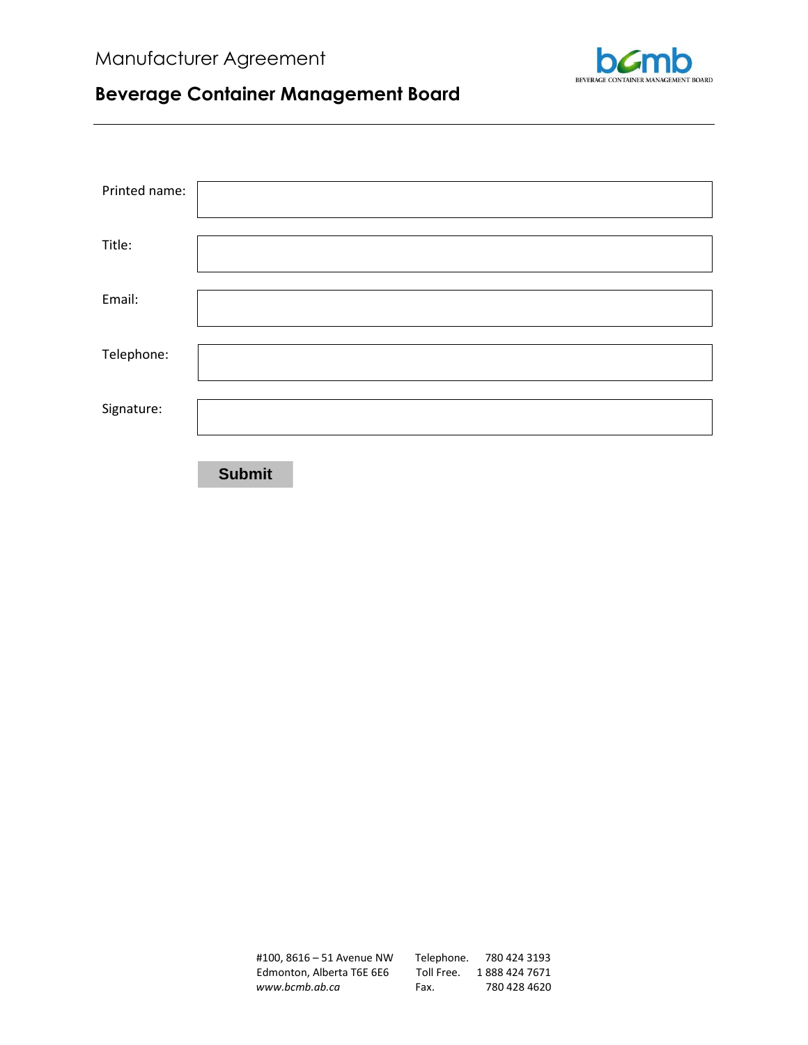Manufacturer Agreement

## Beverage Container Management Board

| | |
|---|---|
| Printed name: | |
| Title: | |
| Email: | |
| Telephone: | |
| Signature: | |

Submit

#100, 8616 – 51 Avenue NW
Edmonton, Alberta T6E 6E6
*www.bcmb.ab.ca*

Telephone. 780 424 3193
Toll Free. 1 888 424 7671
Fax. 780 428 4620